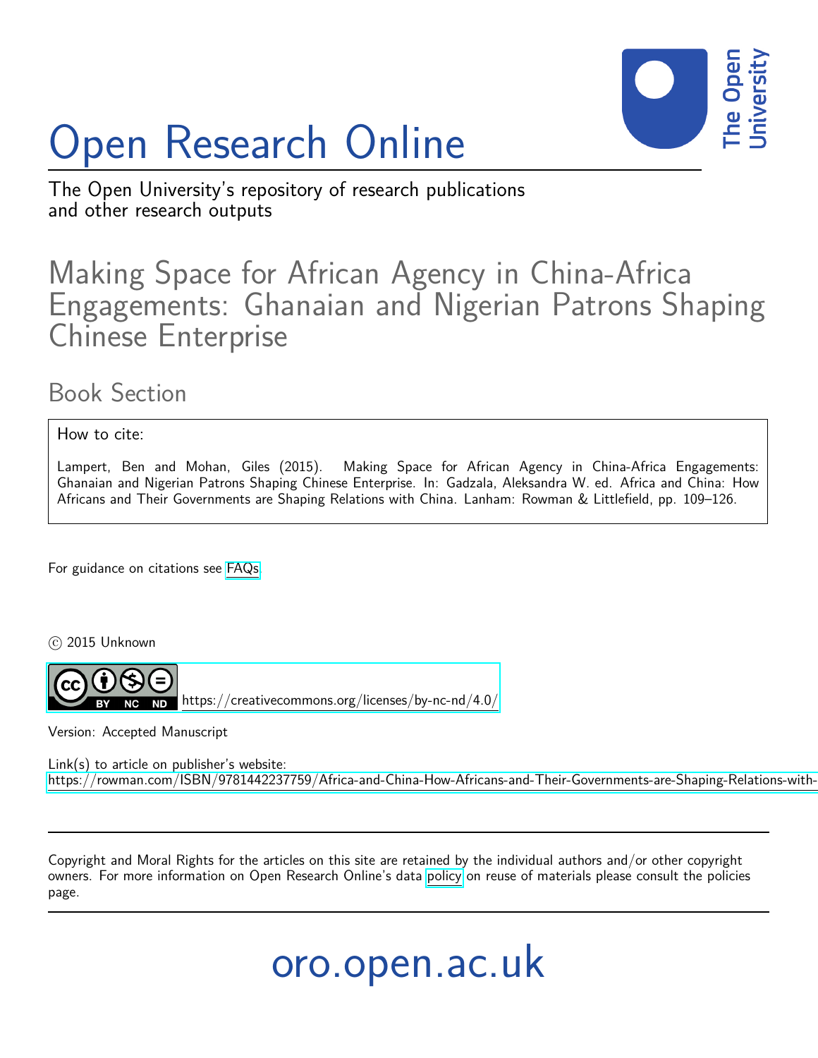# Open Research Online

The Open University's repository of research publications and other research outputs

## Making Space for African Agency in China-Africa Engagements: Ghanaian and Nigerian Patrons Shaping Chinese Enterprise

### Book Section

How to cite:

Lampert, Ben and Mohan, Giles (2015). Making Space for African Agency in China-Africa Engagements: Ghanaian and Nigerian Patrons Shaping Chinese Enterprise. In: Gadzala, Aleksandra W. ed. Africa and China: How Africans and Their Governments are Shaping Relations with China. Lanham: Rowman & Littlefield, pp. 109–126.

For guidance on citations see FAQs.

© 2015 Unknown

https://creativecommons.org/licenses/by-nc-nd/4.0/

Version: Accepted Manuscript

Link(s) to article on publisher's website:
https://rowman.com/ISBN/9781442237759/Africa-and-China-How-Africans-and-Their-Governments-are-Shaping-Relations-with-

Copyright and Moral Rights for the articles on this site are retained by the individual authors and/or other copyright owners. For more information on Open Research Online's data policy on reuse of materials please consult the policies page.

oro.open.ac.uk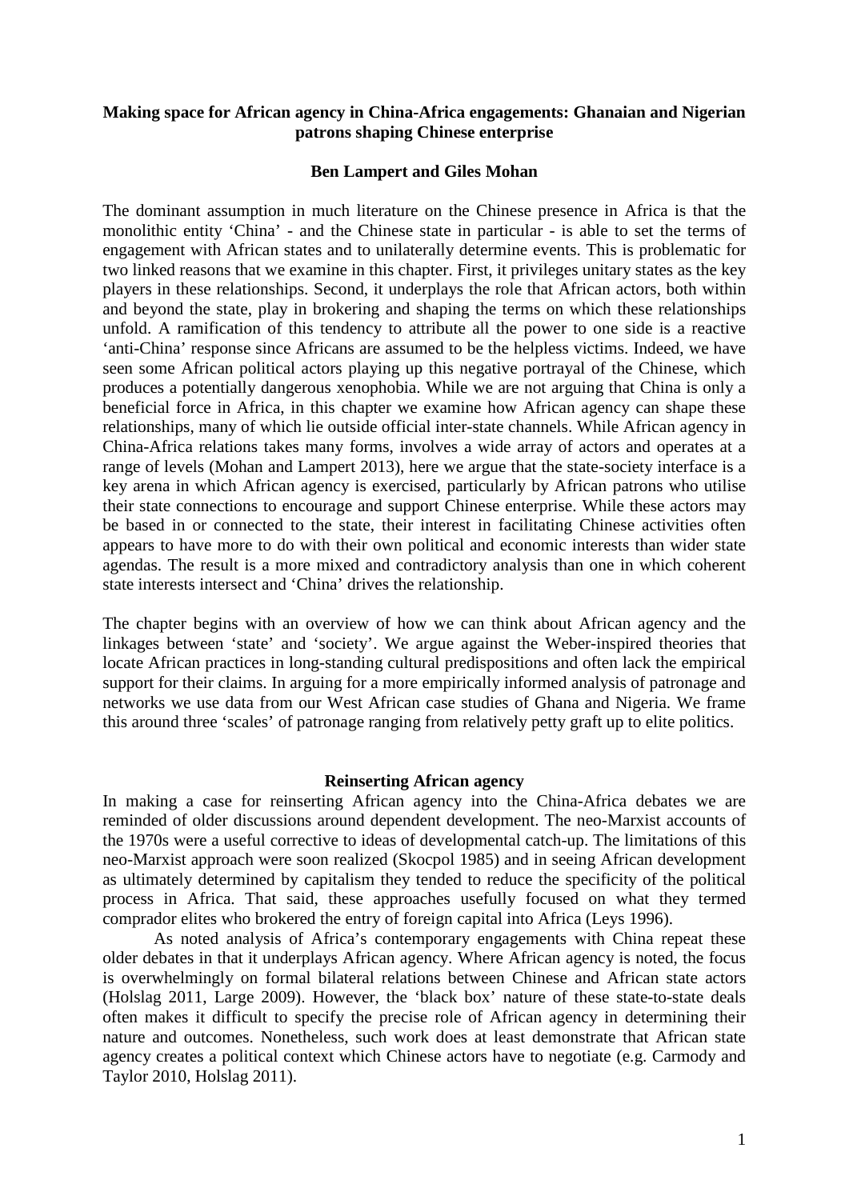**Making space for African agency in China-Africa engagements: Ghanaian and Nigerian patrons shaping Chinese enterprise**

**Ben Lampert and Giles Mohan**

The dominant assumption in much literature on the Chinese presence in Africa is that the monolithic entity 'China' - and the Chinese state in particular - is able to set the terms of engagement with African states and to unilaterally determine events. This is problematic for two linked reasons that we examine in this chapter. First, it privileges unitary states as the key players in these relationships. Second, it underplays the role that African actors, both within and beyond the state, play in brokering and shaping the terms on which these relationships unfold. A ramification of this tendency to attribute all the power to one side is a reactive 'anti-China' response since Africans are assumed to be the helpless victims. Indeed, we have seen some African political actors playing up this negative portrayal of the Chinese, which produces a potentially dangerous xenophobia. While we are not arguing that China is only a beneficial force in Africa, in this chapter we examine how African agency can shape these relationships, many of which lie outside official inter-state channels. While African agency in China-Africa relations takes many forms, involves a wide array of actors and operates at a range of levels (Mohan and Lampert 2013), here we argue that the state-society interface is a key arena in which African agency is exercised, particularly by African patrons who utilise their state connections to encourage and support Chinese enterprise. While these actors may be based in or connected to the state, their interest in facilitating Chinese activities often appears to have more to do with their own political and economic interests than wider state agendas. The result is a more mixed and contradictory analysis than one in which coherent state interests intersect and 'China' drives the relationship.

The chapter begins with an overview of how we can think about African agency and the linkages between 'state' and 'society'. We argue against the Weber-inspired theories that locate African practices in long-standing cultural predispositions and often lack the empirical support for their claims. In arguing for a more empirically informed analysis of patronage and networks we use data from our West African case studies of Ghana and Nigeria. We frame this around three 'scales' of patronage ranging from relatively petty graft up to elite politics.

## Reinserting African agency

In making a case for reinserting African agency into the China-Africa debates we are reminded of older discussions around dependent development. The neo-Marxist accounts of the 1970s were a useful corrective to ideas of developmental catch-up. The limitations of this neo-Marxist approach were soon realized (Skocpol 1985) and in seeing African development as ultimately determined by capitalism they tended to reduce the specificity of the political process in Africa. That said, these approaches usefully focused on what they termed comprador elites who brokered the entry of foreign capital into Africa (Leys 1996).

As noted analysis of Africa's contemporary engagements with China repeat these older debates in that it underplays African agency. Where African agency is noted, the focus is overwhelmingly on formal bilateral relations between Chinese and African state actors (Holslag 2011, Large 2009). However, the 'black box' nature of these state-to-state deals often makes it difficult to specify the precise role of African agency in determining their nature and outcomes. Nonetheless, such work does at least demonstrate that African state agency creates a political context which Chinese actors have to negotiate (e.g. Carmody and Taylor 2010, Holslag 2011).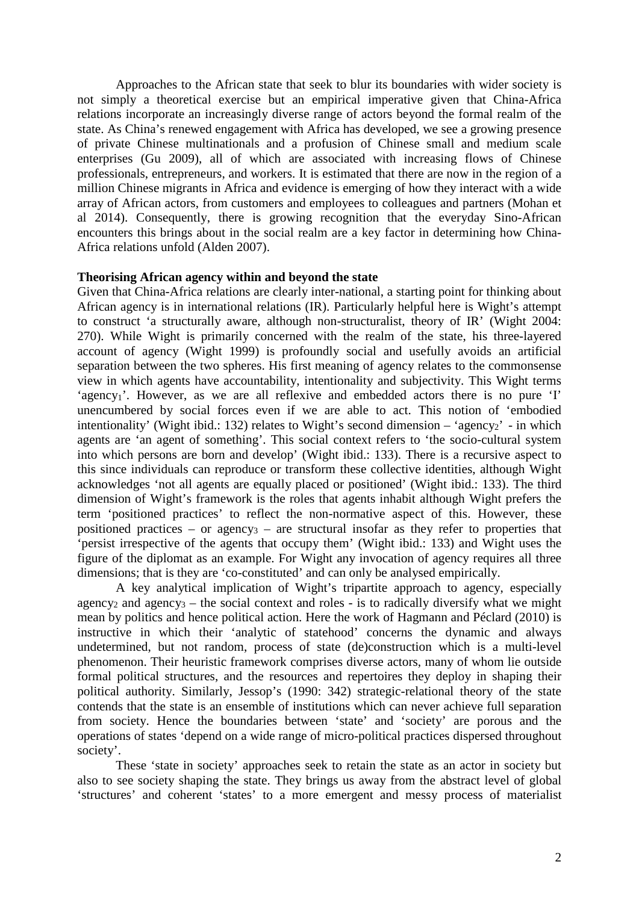Approaches to the African state that seek to blur its boundaries with wider society is not simply a theoretical exercise but an empirical imperative given that China-Africa relations incorporate an increasingly diverse range of actors beyond the formal realm of the state. As China's renewed engagement with Africa has developed, we see a growing presence of private Chinese multinationals and a profusion of Chinese small and medium scale enterprises (Gu 2009), all of which are associated with increasing flows of Chinese professionals, entrepreneurs, and workers. It is estimated that there are now in the region of a million Chinese migrants in Africa and evidence is emerging of how they interact with a wide array of African actors, from customers and employees to colleagues and partners (Mohan et al 2014). Consequently, there is growing recognition that the everyday Sino-African encounters this brings about in the social realm are a key factor in determining how China-Africa relations unfold (Alden 2007).

**Theorising African agency within and beyond the state**

Given that China-Africa relations are clearly inter-national, a starting point for thinking about African agency is in international relations (IR). Particularly helpful here is Wight's attempt to construct 'a structurally aware, although non-structuralist, theory of IR' (Wight 2004: 270). While Wight is primarily concerned with the realm of the state, his three-layered account of agency (Wight 1999) is profoundly social and usefully avoids an artificial separation between the two spheres. His first meaning of agency relates to the commonsense view in which agents have accountability, intentionality and subjectivity. This Wight terms 'agency$_1$'. However, as we are all reflexive and embedded actors there is no pure 'I' unencumbered by social forces even if we are able to act. This notion of 'embodied intentionality' (Wight ibid.: 132) relates to Wight's second dimension – 'agency$_2$' - in which agents are 'an agent of something'. This social context refers to 'the socio-cultural system into which persons are born and develop' (Wight ibid.: 133). There is a recursive aspect to this since individuals can reproduce or transform these collective identities, although Wight acknowledges 'not all agents are equally placed or positioned' (Wight ibid.: 133). The third dimension of Wight's framework is the roles that agents inhabit although Wight prefers the term 'positioned practices' to reflect the non-normative aspect of this. However, these positioned practices – or agency$_3$ – are structural insofar as they refer to properties that 'persist irrespective of the agents that occupy them' (Wight ibid.: 133) and Wight uses the figure of the diplomat as an example. For Wight any invocation of agency requires all three dimensions; that is they are 'co-constituted' and can only be analysed empirically.

A key analytical implication of Wight's tripartite approach to agency, especially agency$_2$ and agency$_3$ – the social context and roles - is to radically diversify what we might mean by politics and hence political action. Here the work of Hagmann and Péclard (2010) is instructive in which their 'analytic of statehood' concerns the dynamic and always undetermined, but not random, process of state (de)construction which is a multi-level phenomenon. Their heuristic framework comprises diverse actors, many of whom lie outside formal political structures, and the resources and repertoires they deploy in shaping their political authority. Similarly, Jessop's (1990: 342) strategic-relational theory of the state contends that the state is an ensemble of institutions which can never achieve full separation from society. Hence the boundaries between 'state' and 'society' are porous and the operations of states 'depend on a wide range of micro-political practices dispersed throughout society'.

These 'state in society' approaches seek to retain the state as an actor in society but also to see society shaping the state. They brings us away from the abstract level of global 'structures' and coherent 'states' to a more emergent and messy process of materialist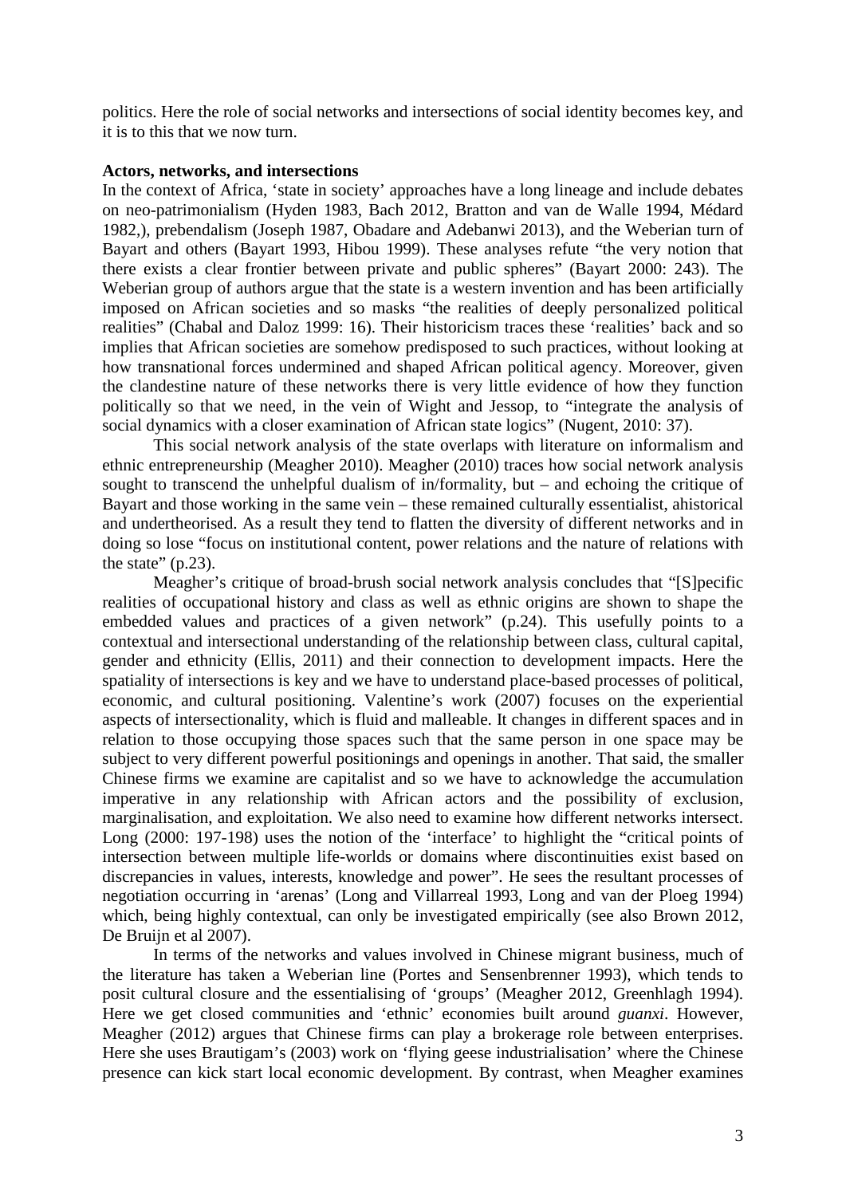politics. Here the role of social networks and intersections of social identity becomes key, and it is to this that we now turn.

**Actors, networks, and intersections**

In the context of Africa, 'state in society' approaches have a long lineage and include debates on neo-patrimonialism (Hyden 1983, Bach 2012, Bratton and van de Walle 1994, Médard 1982,), prebendalism (Joseph 1987, Obadare and Adebanwi 2013), and the Weberian turn of Bayart and others (Bayart 1993, Hibou 1999). These analyses refute "the very notion that there exists a clear frontier between private and public spheres" (Bayart 2000: 243). The Weberian group of authors argue that the state is a western invention and has been artificially imposed on African societies and so masks "the realities of deeply personalized political realities" (Chabal and Daloz 1999: 16). Their historicism traces these 'realities' back and so implies that African societies are somehow predisposed to such practices, without looking at how transnational forces undermined and shaped African political agency. Moreover, given the clandestine nature of these networks there is very little evidence of how they function politically so that we need, in the vein of Wight and Jessop, to "integrate the analysis of social dynamics with a closer examination of African state logics" (Nugent, 2010: 37).

This social network analysis of the state overlaps with literature on informalism and ethnic entrepreneurship (Meagher 2010). Meagher (2010) traces how social network analysis sought to transcend the unhelpful dualism of in/formality, but – and echoing the critique of Bayart and those working in the same vein – these remained culturally essentialist, ahistorical and undertheorised. As a result they tend to flatten the diversity of different networks and in doing so lose "focus on institutional content, power relations and the nature of relations with the state" (p.23).

Meagher's critique of broad-brush social network analysis concludes that "[S]pecific realities of occupational history and class as well as ethnic origins are shown to shape the embedded values and practices of a given network" (p.24). This usefully points to a contextual and intersectional understanding of the relationship between class, cultural capital, gender and ethnicity (Ellis, 2011) and their connection to development impacts. Here the spatiality of intersections is key and we have to understand place-based processes of political, economic, and cultural positioning. Valentine's work (2007) focuses on the experiential aspects of intersectionality, which is fluid and malleable. It changes in different spaces and in relation to those occupying those spaces such that the same person in one space may be subject to very different powerful positionings and openings in another. That said, the smaller Chinese firms we examine are capitalist and so we have to acknowledge the accumulation imperative in any relationship with African actors and the possibility of exclusion, marginalisation, and exploitation. We also need to examine how different networks intersect. Long (2000: 197-198) uses the notion of the 'interface' to highlight the "critical points of intersection between multiple life-worlds or domains where discontinuities exist based on discrepancies in values, interests, knowledge and power". He sees the resultant processes of negotiation occurring in 'arenas' (Long and Villarreal 1993, Long and van der Ploeg 1994) which, being highly contextual, can only be investigated empirically (see also Brown 2012, De Bruijn et al 2007).

In terms of the networks and values involved in Chinese migrant business, much of the literature has taken a Weberian line (Portes and Sensenbrenner 1993), which tends to posit cultural closure and the essentialising of 'groups' (Meagher 2012, Greenhlagh 1994). Here we get closed communities and 'ethnic' economies built around *guanxi*. However, Meagher (2012) argues that Chinese firms can play a brokerage role between enterprises. Here she uses Brautigam's (2003) work on 'flying geese industrialisation' where the Chinese presence can kick start local economic development. By contrast, when Meagher examines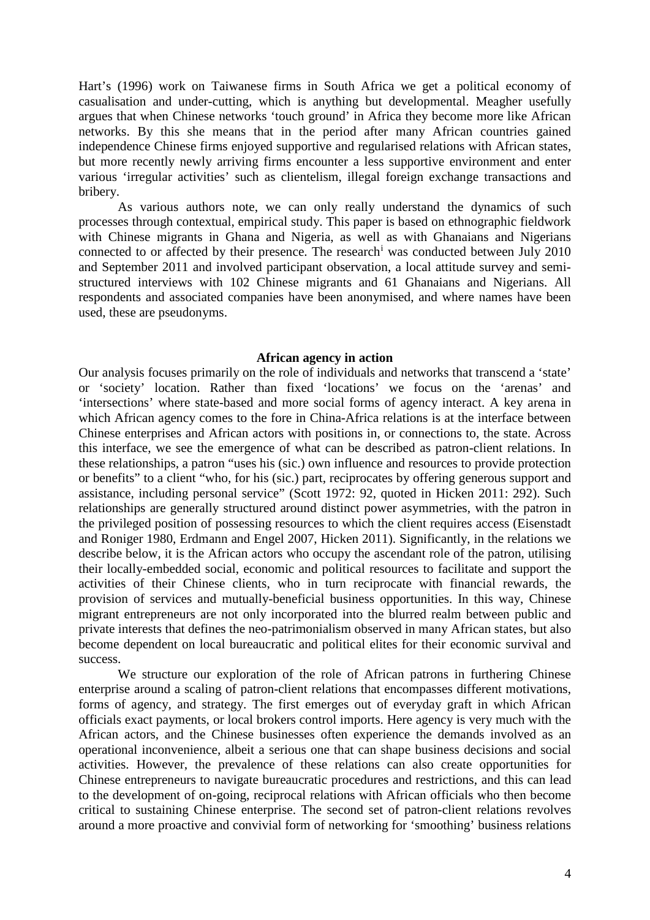Hart's (1996) work on Taiwanese firms in South Africa we get a political economy of casualisation and under-cutting, which is anything but developmental. Meagher usefully argues that when Chinese networks 'touch ground' in Africa they become more like African networks. By this she means that in the period after many African countries gained independence Chinese firms enjoyed supportive and regularised relations with African states, but more recently newly arriving firms encounter a less supportive environment and enter various 'irregular activities' such as clientelism, illegal foreign exchange transactions and bribery.

As various authors note, we can only really understand the dynamics of such processes through contextual, empirical study. This paper is based on ethnographic fieldwork with Chinese migrants in Ghana and Nigeria, as well as with Ghanaians and Nigerians connected to or affected by their presence. The research[i] was conducted between July 2010 and September 2011 and involved participant observation, a local attitude survey and semi-structured interviews with 102 Chinese migrants and 61 Ghanaians and Nigerians. All respondents and associated companies have been anonymised, and where names have been used, these are pseudonyms.

## African agency in action

Our analysis focuses primarily on the role of individuals and networks that transcend a 'state' or 'society' location. Rather than fixed 'locations' we focus on the 'arenas' and 'intersections' where state-based and more social forms of agency interact. A key arena in which African agency comes to the fore in China-Africa relations is at the interface between Chinese enterprises and African actors with positions in, or connections to, the state. Across this interface, we see the emergence of what can be described as patron-client relations. In these relationships, a patron "uses his (sic.) own influence and resources to provide protection or benefits" to a client "who, for his (sic.) part, reciprocates by offering generous support and assistance, including personal service" (Scott 1972: 92, quoted in Hicken 2011: 292). Such relationships are generally structured around distinct power asymmetries, with the patron in the privileged position of possessing resources to which the client requires access (Eisenstadt and Roniger 1980, Erdmann and Engel 2007, Hicken 2011). Significantly, in the relations we describe below, it is the African actors who occupy the ascendant role of the patron, utilising their locally-embedded social, economic and political resources to facilitate and support the activities of their Chinese clients, who in turn reciprocate with financial rewards, the provision of services and mutually-beneficial business opportunities. In this way, Chinese migrant entrepreneurs are not only incorporated into the blurred realm between public and private interests that defines the neo-patrimonialism observed in many African states, but also become dependent on local bureaucratic and political elites for their economic survival and success.

We structure our exploration of the role of African patrons in furthering Chinese enterprise around a scaling of patron-client relations that encompasses different motivations, forms of agency, and strategy. The first emerges out of everyday graft in which African officials exact payments, or local brokers control imports. Here agency is very much with the African actors, and the Chinese businesses often experience the demands involved as an operational inconvenience, albeit a serious one that can shape business decisions and social activities. However, the prevalence of these relations can also create opportunities for Chinese entrepreneurs to navigate bureaucratic procedures and restrictions, and this can lead to the development of on-going, reciprocal relations with African officials who then become critical to sustaining Chinese enterprise. The second set of patron-client relations revolves around a more proactive and convivial form of networking for 'smoothing' business relations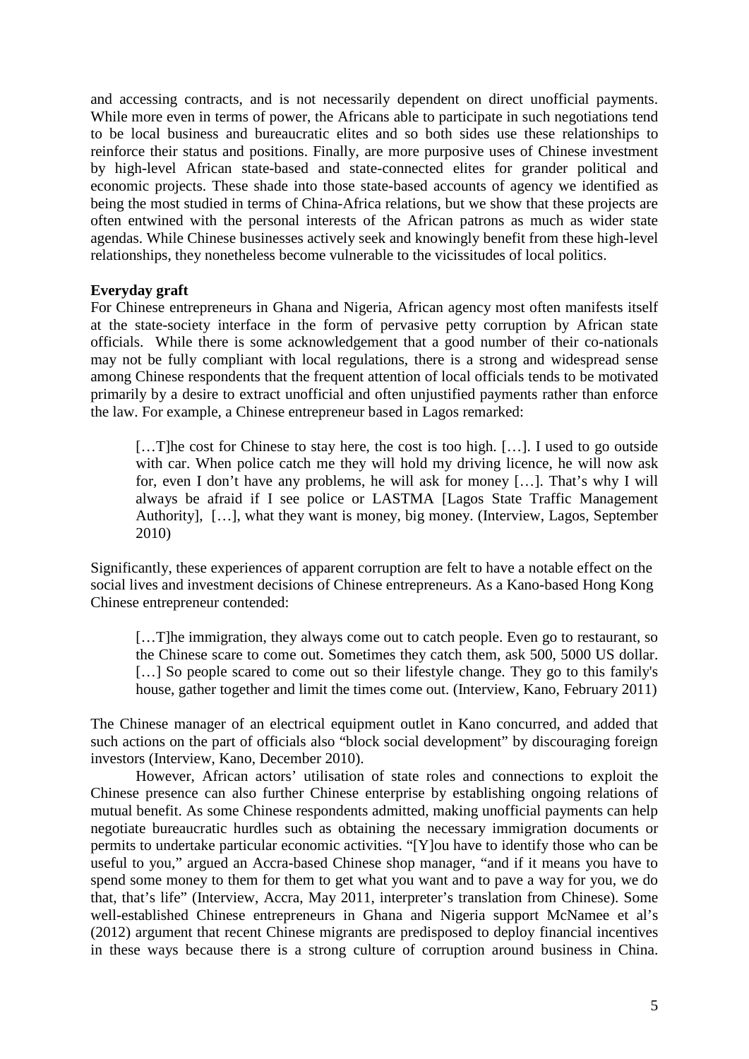and accessing contracts, and is not necessarily dependent on direct unofficial payments. While more even in terms of power, the Africans able to participate in such negotiations tend to be local business and bureaucratic elites and so both sides use these relationships to reinforce their status and positions. Finally, are more purposive uses of Chinese investment by high-level African state-based and state-connected elites for grander political and economic projects. These shade into those state-based accounts of agency we identified as being the most studied in terms of China-Africa relations, but we show that these projects are often entwined with the personal interests of the African patrons as much as wider state agendas. While Chinese businesses actively seek and knowingly benefit from these high-level relationships, they nonetheless become vulnerable to the vicissitudes of local politics.

**Everyday graft**

For Chinese entrepreneurs in Ghana and Nigeria, African agency most often manifests itself at the state-society interface in the form of pervasive petty corruption by African state officials. While there is some acknowledgement that a good number of their co-nationals may not be fully compliant with local regulations, there is a strong and widespread sense among Chinese respondents that the frequent attention of local officials tends to be motivated primarily by a desire to extract unofficial and often unjustified payments rather than enforce the law. For example, a Chinese entrepreneur based in Lagos remarked:

> […T]he cost for Chinese to stay here, the cost is too high. […]. I used to go outside with car. When police catch me they will hold my driving licence, he will now ask for, even I don't have any problems, he will ask for money […]. That's why I will always be afraid if I see police or LASTMA [Lagos State Traffic Management Authority], […], what they want is money, big money. (Interview, Lagos, September 2010)

Significantly, these experiences of apparent corruption are felt to have a notable effect on the social lives and investment decisions of Chinese entrepreneurs. As a Kano-based Hong Kong Chinese entrepreneur contended:

> […T]he immigration, they always come out to catch people. Even go to restaurant, so the Chinese scare to come out. Sometimes they catch them, ask 500, 5000 US dollar. […] So people scared to come out so their lifestyle change. They go to this family's house, gather together and limit the times come out. (Interview, Kano, February 2011)

The Chinese manager of an electrical equipment outlet in Kano concurred, and added that such actions on the part of officials also "block social development" by discouraging foreign investors (Interview, Kano, December 2010).

However, African actors' utilisation of state roles and connections to exploit the Chinese presence can also further Chinese enterprise by establishing ongoing relations of mutual benefit. As some Chinese respondents admitted, making unofficial payments can help negotiate bureaucratic hurdles such as obtaining the necessary immigration documents or permits to undertake particular economic activities. "[Y]ou have to identify those who can be useful to you," argued an Accra-based Chinese shop manager, "and if it means you have to spend some money to them for them to get what you want and to pave a way for you, we do that, that's life" (Interview, Accra, May 2011, interpreter's translation from Chinese). Some well-established Chinese entrepreneurs in Ghana and Nigeria support McNamee et al's (2012) argument that recent Chinese migrants are predisposed to deploy financial incentives in these ways because there is a strong culture of corruption around business in China.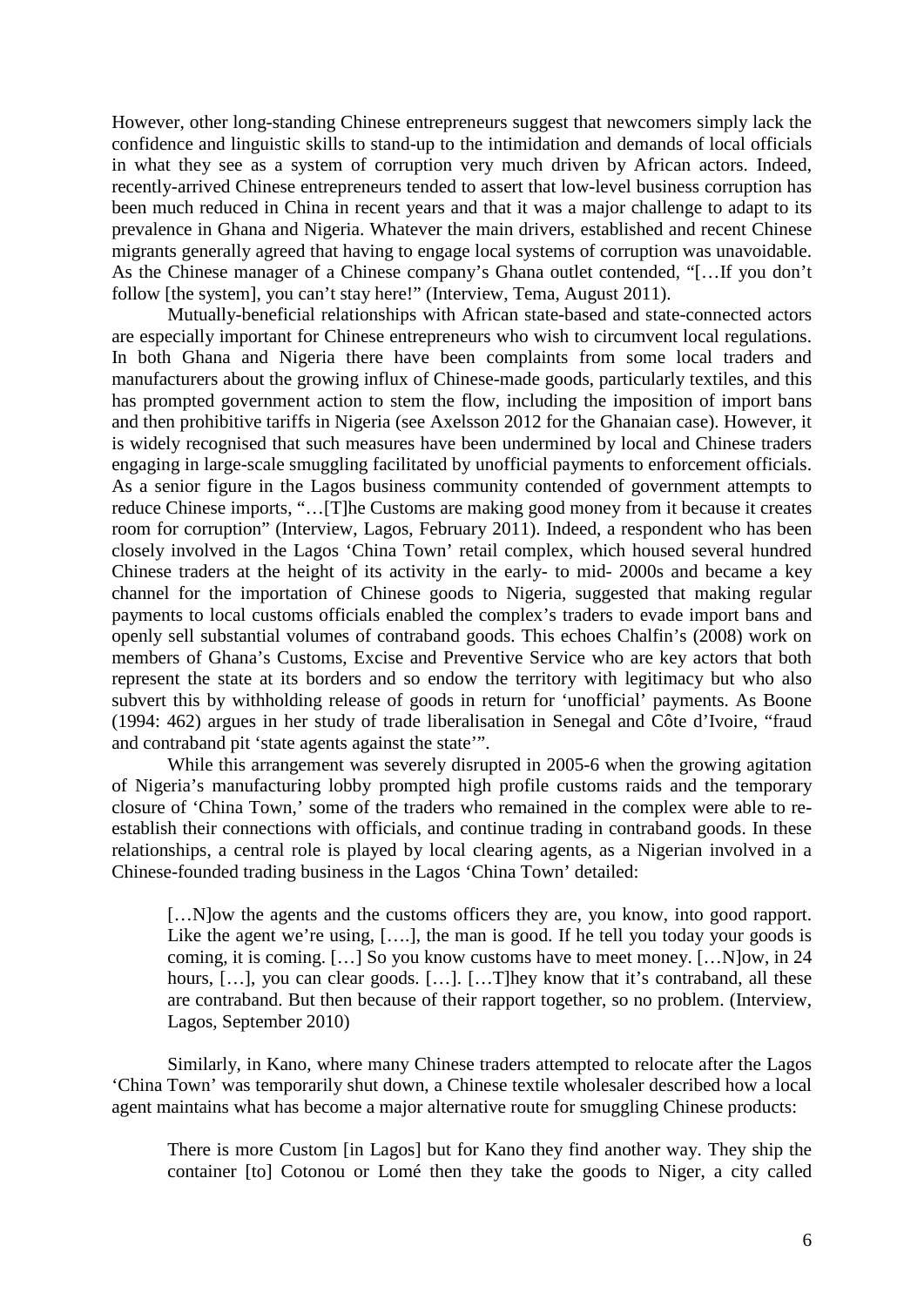However, other long-standing Chinese entrepreneurs suggest that newcomers simply lack the confidence and linguistic skills to stand-up to the intimidation and demands of local officials in what they see as a system of corruption very much driven by African actors. Indeed, recently-arrived Chinese entrepreneurs tended to assert that low-level business corruption has been much reduced in China in recent years and that it was a major challenge to adapt to its prevalence in Ghana and Nigeria. Whatever the main drivers, established and recent Chinese migrants generally agreed that having to engage local systems of corruption was unavoidable. As the Chinese manager of a Chinese company's Ghana outlet contended, "[…If you don't follow [the system], you can't stay here!" (Interview, Tema, August 2011).

Mutually-beneficial relationships with African state-based and state-connected actors are especially important for Chinese entrepreneurs who wish to circumvent local regulations. In both Ghana and Nigeria there have been complaints from some local traders and manufacturers about the growing influx of Chinese-made goods, particularly textiles, and this has prompted government action to stem the flow, including the imposition of import bans and then prohibitive tariffs in Nigeria (see Axelsson 2012 for the Ghanaian case). However, it is widely recognised that such measures have been undermined by local and Chinese traders engaging in large-scale smuggling facilitated by unofficial payments to enforcement officials. As a senior figure in the Lagos business community contended of government attempts to reduce Chinese imports, "…[T]he Customs are making good money from it because it creates room for corruption" (Interview, Lagos, February 2011). Indeed, a respondent who has been closely involved in the Lagos 'China Town' retail complex, which housed several hundred Chinese traders at the height of its activity in the early- to mid- 2000s and became a key channel for the importation of Chinese goods to Nigeria, suggested that making regular payments to local customs officials enabled the complex's traders to evade import bans and openly sell substantial volumes of contraband goods. This echoes Chalfin's (2008) work on members of Ghana's Customs, Excise and Preventive Service who are key actors that both represent the state at its borders and so endow the territory with legitimacy but who also subvert this by withholding release of goods in return for 'unofficial' payments. As Boone (1994: 462) argues in her study of trade liberalisation in Senegal and Côte d'Ivoire, "fraud and contraband pit 'state agents against the state'".

While this arrangement was severely disrupted in 2005-6 when the growing agitation of Nigeria's manufacturing lobby prompted high profile customs raids and the temporary closure of 'China Town,' some of the traders who remained in the complex were able to re-establish their connections with officials, and continue trading in contraband goods. In these relationships, a central role is played by local clearing agents, as a Nigerian involved in a Chinese-founded trading business in the Lagos 'China Town' detailed:

> […N]ow the agents and the customs officers they are, you know, into good rapport. Like the agent we're using, [….], the man is good. If he tell you today your goods is coming, it is coming. […] So you know customs have to meet money. […N]ow, in 24 hours, […], you can clear goods. […]. […T]hey know that it's contraband, all these are contraband. But then because of their rapport together, so no problem. (Interview, Lagos, September 2010)

Similarly, in Kano, where many Chinese traders attempted to relocate after the Lagos 'China Town' was temporarily shut down, a Chinese textile wholesaler described how a local agent maintains what has become a major alternative route for smuggling Chinese products:

> There is more Custom [in Lagos] but for Kano they find another way. They ship the container [to] Cotonou or Lomé then they take the goods to Niger, a city called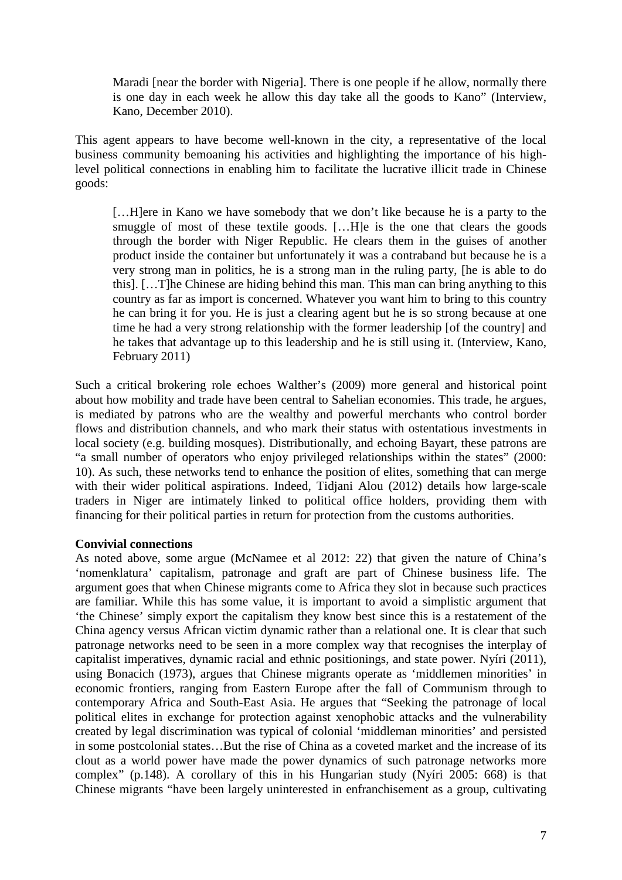> Maradi [near the border with Nigeria]. There is one people if he allow, normally there is one day in each week he allow this day take all the goods to Kano" (Interview, Kano, December 2010).

This agent appears to have become well-known in the city, a representative of the local business community bemoaning his activities and highlighting the importance of his high-level political connections in enabling him to facilitate the lucrative illicit trade in Chinese goods:

> […H]ere in Kano we have somebody that we don't like because he is a party to the smuggle of most of these textile goods. […H]e is the one that clears the goods through the border with Niger Republic. He clears them in the guises of another product inside the container but unfortunately it was a contraband but because he is a very strong man in politics, he is a strong man in the ruling party, [he is able to do this]. […T]he Chinese are hiding behind this man. This man can bring anything to this country as far as import is concerned. Whatever you want him to bring to this country he can bring it for you. He is just a clearing agent but he is so strong because at one time he had a very strong relationship with the former leadership [of the country] and he takes that advantage up to this leadership and he is still using it. (Interview, Kano, February 2011)

Such a critical brokering role echoes Walther's (2009) more general and historical point about how mobility and trade have been central to Sahelian economies. This trade, he argues, is mediated by patrons who are the wealthy and powerful merchants who control border flows and distribution channels, and who mark their status with ostentatious investments in local society (e.g. building mosques). Distributionally, and echoing Bayart, these patrons are "a small number of operators who enjoy privileged relationships within the states" (2000: 10). As such, these networks tend to enhance the position of elites, something that can merge with their wider political aspirations. Indeed, Tidjani Alou (2012) details how large-scale traders in Niger are intimately linked to political office holders, providing them with financing for their political parties in return for protection from the customs authorities.

**Convivial connections**

As noted above, some argue (McNamee et al 2012: 22) that given the nature of China's 'nomenklatura' capitalism, patronage and graft are part of Chinese business life. The argument goes that when Chinese migrants come to Africa they slot in because such practices are familiar. While this has some value, it is important to avoid a simplistic argument that 'the Chinese' simply export the capitalism they know best since this is a restatement of the China agency versus African victim dynamic rather than a relational one. It is clear that such patronage networks need to be seen in a more complex way that recognises the interplay of capitalist imperatives, dynamic racial and ethnic positionings, and state power. Nyíri (2011), using Bonacich (1973), argues that Chinese migrants operate as 'middlemen minorities' in economic frontiers, ranging from Eastern Europe after the fall of Communism through to contemporary Africa and South-East Asia. He argues that "Seeking the patronage of local political elites in exchange for protection against xenophobic attacks and the vulnerability created by legal discrimination was typical of colonial 'middleman minorities' and persisted in some postcolonial states…But the rise of China as a coveted market and the increase of its clout as a world power have made the power dynamics of such patronage networks more complex" (p.148). A corollary of this in his Hungarian study (Nyíri 2005: 668) is that Chinese migrants "have been largely uninterested in enfranchisement as a group, cultivating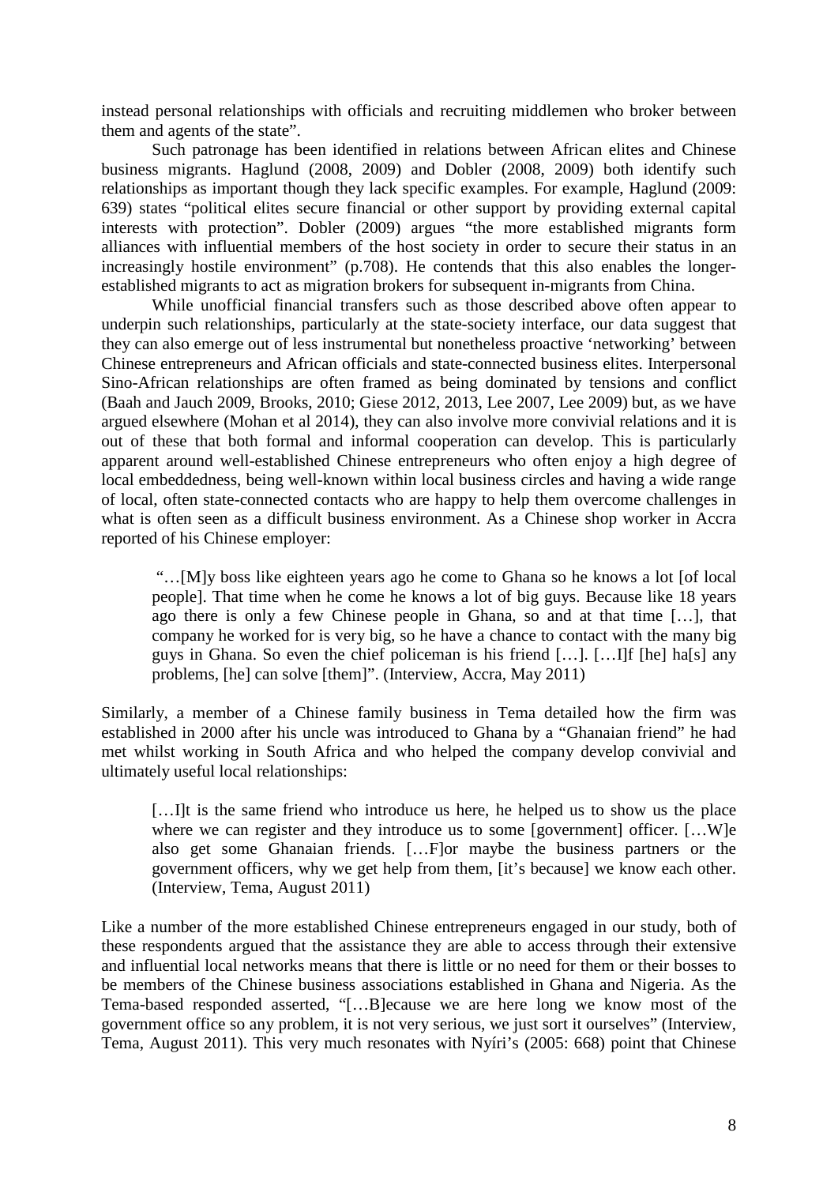instead personal relationships with officials and recruiting middlemen who broker between them and agents of the state".

Such patronage has been identified in relations between African elites and Chinese business migrants. Haglund (2008, 2009) and Dobler (2008, 2009) both identify such relationships as important though they lack specific examples. For example, Haglund (2009: 639) states "political elites secure financial or other support by providing external capital interests with protection". Dobler (2009) argues "the more established migrants form alliances with influential members of the host society in order to secure their status in an increasingly hostile environment" (p.708). He contends that this also enables the longer-established migrants to act as migration brokers for subsequent in-migrants from China.

While unofficial financial transfers such as those described above often appear to underpin such relationships, particularly at the state-society interface, our data suggest that they can also emerge out of less instrumental but nonetheless proactive 'networking' between Chinese entrepreneurs and African officials and state-connected business elites. Interpersonal Sino-African relationships are often framed as being dominated by tensions and conflict (Baah and Jauch 2009, Brooks, 2010; Giese 2012, 2013, Lee 2007, Lee 2009) but, as we have argued elsewhere (Mohan et al 2014), they can also involve more convivial relations and it is out of these that both formal and informal cooperation can develop. This is particularly apparent around well-established Chinese entrepreneurs who often enjoy a high degree of local embeddedness, being well-known within local business circles and having a wide range of local, often state-connected contacts who are happy to help them overcome challenges in what is often seen as a difficult business environment. As a Chinese shop worker in Accra reported of his Chinese employer:

> "…[M]y boss like eighteen years ago he come to Ghana so he knows a lot [of local people]. That time when he come he knows a lot of big guys. Because like 18 years ago there is only a few Chinese people in Ghana, so and at that time […], that company he worked for is very big, so he have a chance to contact with the many big guys in Ghana. So even the chief policeman is his friend […]. […I]f [he] ha[s] any problems, [he] can solve [them]". (Interview, Accra, May 2011)

Similarly, a member of a Chinese family business in Tema detailed how the firm was established in 2000 after his uncle was introduced to Ghana by a "Ghanaian friend" he had met whilst working in South Africa and who helped the company develop convivial and ultimately useful local relationships:

> […I]t is the same friend who introduce us here, he helped us to show us the place where we can register and they introduce us to some [government] officer. […W]e also get some Ghanaian friends. […F]or maybe the business partners or the government officers, why we get help from them, [it's because] we know each other. (Interview, Tema, August 2011)

Like a number of the more established Chinese entrepreneurs engaged in our study, both of these respondents argued that the assistance they are able to access through their extensive and influential local networks means that there is little or no need for them or their bosses to be members of the Chinese business associations established in Ghana and Nigeria. As the Tema-based responded asserted, "[…B]ecause we are here long we know most of the government office so any problem, it is not very serious, we just sort it ourselves" (Interview, Tema, August 2011). This very much resonates with Nyíri's (2005: 668) point that Chinese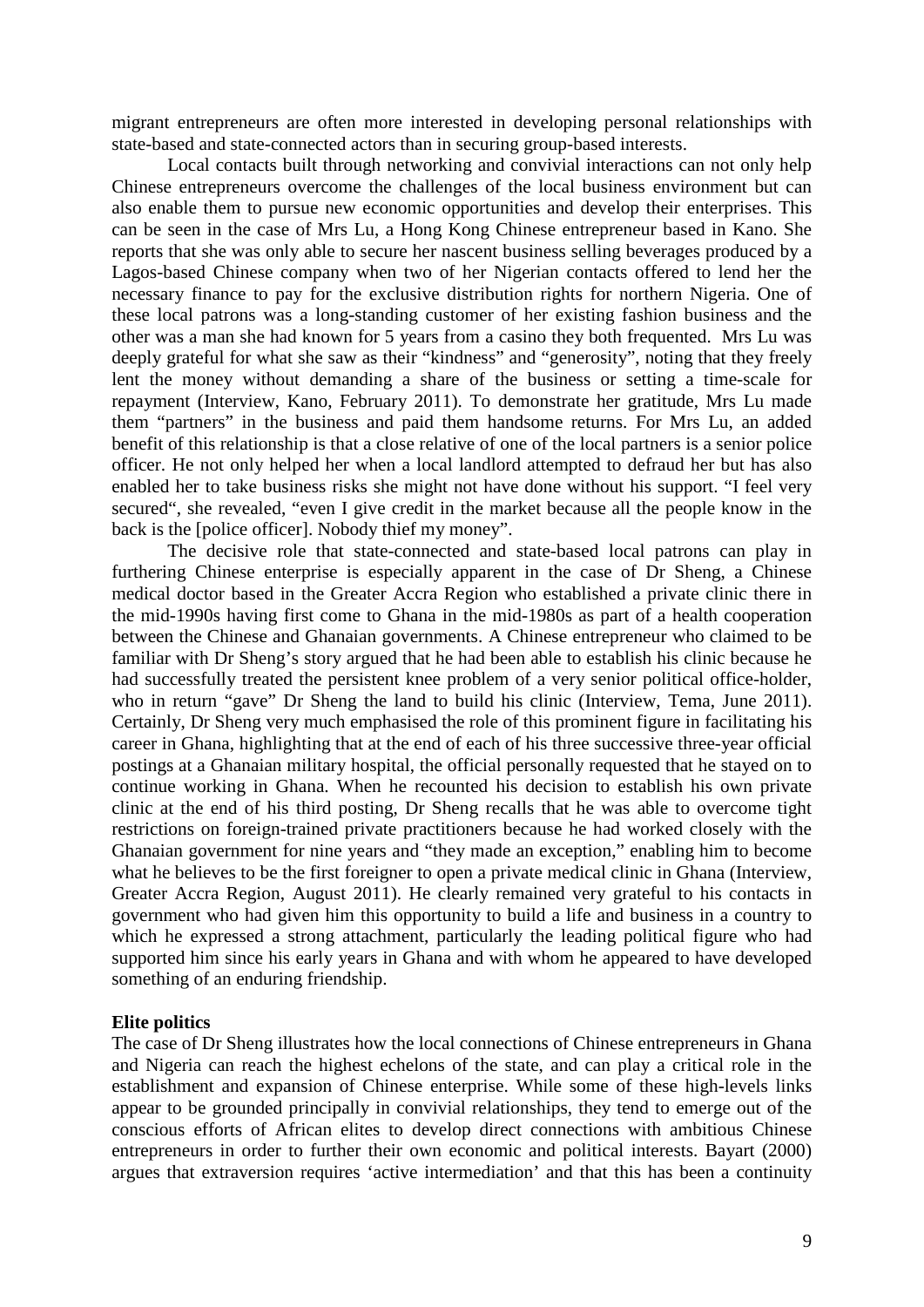migrant entrepreneurs are often more interested in developing personal relationships with state-based and state-connected actors than in securing group-based interests.

Local contacts built through networking and convivial interactions can not only help Chinese entrepreneurs overcome the challenges of the local business environment but can also enable them to pursue new economic opportunities and develop their enterprises. This can be seen in the case of Mrs Lu, a Hong Kong Chinese entrepreneur based in Kano. She reports that she was only able to secure her nascent business selling beverages produced by a Lagos-based Chinese company when two of her Nigerian contacts offered to lend her the necessary finance to pay for the exclusive distribution rights for northern Nigeria. One of these local patrons was a long-standing customer of her existing fashion business and the other was a man she had known for 5 years from a casino they both frequented. Mrs Lu was deeply grateful for what she saw as their "kindness" and "generosity", noting that they freely lent the money without demanding a share of the business or setting a time-scale for repayment (Interview, Kano, February 2011). To demonstrate her gratitude, Mrs Lu made them "partners" in the business and paid them handsome returns. For Mrs Lu, an added benefit of this relationship is that a close relative of one of the local partners is a senior police officer. He not only helped her when a local landlord attempted to defraud her but has also enabled her to take business risks she might not have done without his support. "I feel very secured", she revealed, "even I give credit in the market because all the people know in the back is the [police officer]. Nobody thief my money".

The decisive role that state-connected and state-based local patrons can play in furthering Chinese enterprise is especially apparent in the case of Dr Sheng, a Chinese medical doctor based in the Greater Accra Region who established a private clinic there in the mid-1990s having first come to Ghana in the mid-1980s as part of a health cooperation between the Chinese and Ghanaian governments. A Chinese entrepreneur who claimed to be familiar with Dr Sheng's story argued that he had been able to establish his clinic because he had successfully treated the persistent knee problem of a very senior political office-holder, who in return "gave" Dr Sheng the land to build his clinic (Interview, Tema, June 2011). Certainly, Dr Sheng very much emphasised the role of this prominent figure in facilitating his career in Ghana, highlighting that at the end of each of his three successive three-year official postings at a Ghanaian military hospital, the official personally requested that he stayed on to continue working in Ghana. When he recounted his decision to establish his own private clinic at the end of his third posting, Dr Sheng recalls that he was able to overcome tight restrictions on foreign-trained private practitioners because he had worked closely with the Ghanaian government for nine years and "they made an exception," enabling him to become what he believes to be the first foreigner to open a private medical clinic in Ghana (Interview, Greater Accra Region, August 2011). He clearly remained very grateful to his contacts in government who had given him this opportunity to build a life and business in a country to which he expressed a strong attachment, particularly the leading political figure who had supported him since his early years in Ghana and with whom he appeared to have developed something of an enduring friendship.

## Elite politics

The case of Dr Sheng illustrates how the local connections of Chinese entrepreneurs in Ghana and Nigeria can reach the highest echelons of the state, and can play a critical role in the establishment and expansion of Chinese enterprise. While some of these high-levels links appear to be grounded principally in convivial relationships, they tend to emerge out of the conscious efforts of African elites to develop direct connections with ambitious Chinese entrepreneurs in order to further their own economic and political interests. Bayart (2000) argues that extraversion requires 'active intermediation' and that this has been a continuity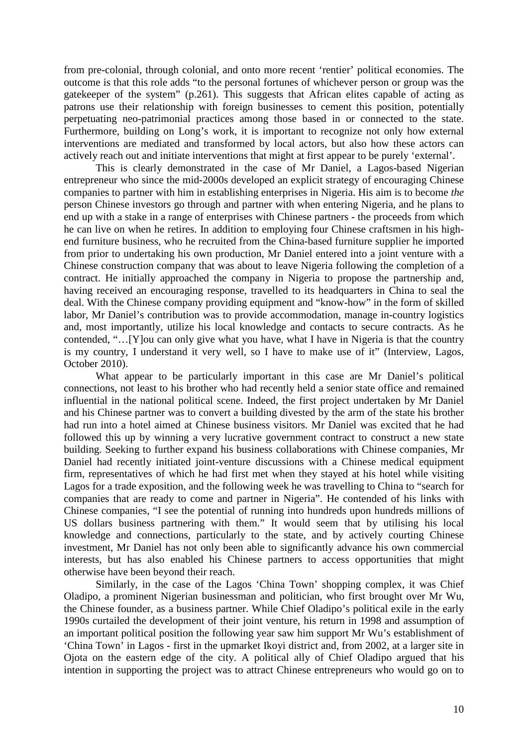from pre-colonial, through colonial, and onto more recent 'rentier' political economies. The outcome is that this role adds "to the personal fortunes of whichever person or group was the gatekeeper of the system" (p.261). This suggests that African elites capable of acting as patrons use their relationship with foreign businesses to cement this position, potentially perpetuating neo-patrimonial practices among those based in or connected to the state. Furthermore, building on Long's work, it is important to recognize not only how external interventions are mediated and transformed by local actors, but also how these actors can actively reach out and initiate interventions that might at first appear to be purely 'external'.

This is clearly demonstrated in the case of Mr Daniel, a Lagos-based Nigerian entrepreneur who since the mid-2000s developed an explicit strategy of encouraging Chinese companies to partner with him in establishing enterprises in Nigeria. His aim is to become *the* person Chinese investors go through and partner with when entering Nigeria, and he plans to end up with a stake in a range of enterprises with Chinese partners - the proceeds from which he can live on when he retires. In addition to employing four Chinese craftsmen in his high-end furniture business, who he recruited from the China-based furniture supplier he imported from prior to undertaking his own production, Mr Daniel entered into a joint venture with a Chinese construction company that was about to leave Nigeria following the completion of a contract. He initially approached the company in Nigeria to propose the partnership and, having received an encouraging response, travelled to its headquarters in China to seal the deal. With the Chinese company providing equipment and "know-how" in the form of skilled labor, Mr Daniel's contribution was to provide accommodation, manage in-country logistics and, most importantly, utilize his local knowledge and contacts to secure contracts. As he contended, "…[Y]ou can only give what you have, what I have in Nigeria is that the country is my country, I understand it very well, so I have to make use of it" (Interview, Lagos, October 2010).

What appear to be particularly important in this case are Mr Daniel's political connections, not least to his brother who had recently held a senior state office and remained influential in the national political scene. Indeed, the first project undertaken by Mr Daniel and his Chinese partner was to convert a building divested by the arm of the state his brother had run into a hotel aimed at Chinese business visitors. Mr Daniel was excited that he had followed this up by winning a very lucrative government contract to construct a new state building. Seeking to further expand his business collaborations with Chinese companies, Mr Daniel had recently initiated joint-venture discussions with a Chinese medical equipment firm, representatives of which he had first met when they stayed at his hotel while visiting Lagos for a trade exposition, and the following week he was travelling to China to "search for companies that are ready to come and partner in Nigeria". He contended of his links with Chinese companies, "I see the potential of running into hundreds upon hundreds millions of US dollars business partnering with them." It would seem that by utilising his local knowledge and connections, particularly to the state, and by actively courting Chinese investment, Mr Daniel has not only been able to significantly advance his own commercial interests, but has also enabled his Chinese partners to access opportunities that might otherwise have been beyond their reach.

Similarly, in the case of the Lagos 'China Town' shopping complex, it was Chief Oladipo, a prominent Nigerian businessman and politician, who first brought over Mr Wu, the Chinese founder, as a business partner. While Chief Oladipo's political exile in the early 1990s curtailed the development of their joint venture, his return in 1998 and assumption of an important political position the following year saw him support Mr Wu's establishment of 'China Town' in Lagos - first in the upmarket Ikoyi district and, from 2002, at a larger site in Ojota on the eastern edge of the city. A political ally of Chief Oladipo argued that his intention in supporting the project was to attract Chinese entrepreneurs who would go on to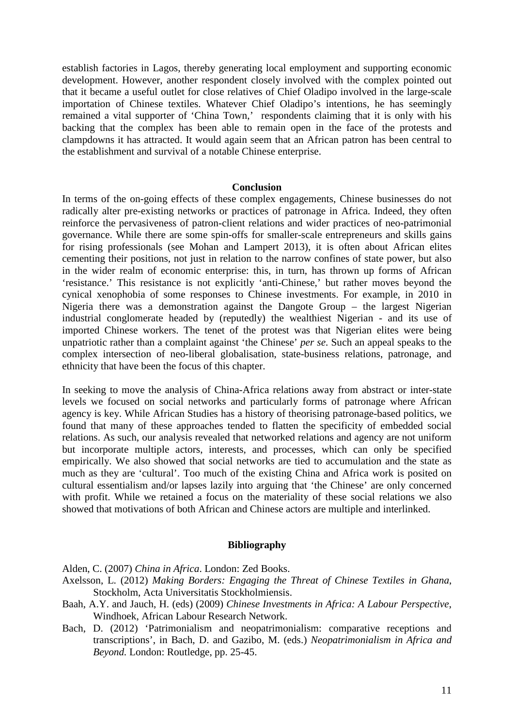establish factories in Lagos, thereby generating local employment and supporting economic development. However, another respondent closely involved with the complex pointed out that it became a useful outlet for close relatives of Chief Oladipo involved in the large-scale importation of Chinese textiles. Whatever Chief Oladipo's intentions, he has seemingly remained a vital supporter of 'China Town,' respondents claiming that it is only with his backing that the complex has been able to remain open in the face of the protests and clampdowns it has attracted. It would again seem that an African patron has been central to the establishment and survival of a notable Chinese enterprise.

## Conclusion

In terms of the on-going effects of these complex engagements, Chinese businesses do not radically alter pre-existing networks or practices of patronage in Africa. Indeed, they often reinforce the pervasiveness of patron-client relations and wider practices of neo-patrimonial governance. While there are some spin-offs for smaller-scale entrepreneurs and skills gains for rising professionals (see Mohan and Lampert 2013), it is often about African elites cementing their positions, not just in relation to the narrow confines of state power, but also in the wider realm of economic enterprise: this, in turn, has thrown up forms of African 'resistance.' This resistance is not explicitly 'anti-Chinese,' but rather moves beyond the cynical xenophobia of some responses to Chinese investments. For example, in 2010 in Nigeria there was a demonstration against the Dangote Group – the largest Nigerian industrial conglomerate headed by (reputedly) the wealthiest Nigerian - and its use of imported Chinese workers. The tenet of the protest was that Nigerian elites were being unpatriotic rather than a complaint against 'the Chinese' *per se*. Such an appeal speaks to the complex intersection of neo-liberal globalisation, state-business relations, patronage, and ethnicity that have been the focus of this chapter.

In seeking to move the analysis of China-Africa relations away from abstract or inter-state levels we focused on social networks and particularly forms of patronage where African agency is key. While African Studies has a history of theorising patronage-based politics, we found that many of these approaches tended to flatten the specificity of embedded social relations. As such, our analysis revealed that networked relations and agency are not uniform but incorporate multiple actors, interests, and processes, which can only be specified empirically. We also showed that social networks are tied to accumulation and the state as much as they are 'cultural'. Too much of the existing China and Africa work is posited on cultural essentialism and/or lapses lazily into arguing that 'the Chinese' are only concerned with profit. While we retained a focus on the materiality of these social relations we also showed that motivations of both African and Chinese actors are multiple and interlinked.

## Bibliography

Alden, C. (2007) *China in Africa*. London: Zed Books.

Axelsson, L. (2012) *Making Borders: Engaging the Threat of Chinese Textiles in Ghana*, Stockholm, Acta Universitatis Stockholmiensis.

Baah, A.Y. and Jauch, H. (eds) (2009) *Chinese Investments in Africa: A Labour Perspective*, Windhoek, African Labour Research Network.

Bach, D. (2012) 'Patrimonialism and neopatrimonialism: comparative receptions and transcriptions', in Bach, D. and Gazibo, M. (eds.) *Neopatrimonialism in Africa and Beyond.* London: Routledge, pp. 25-45.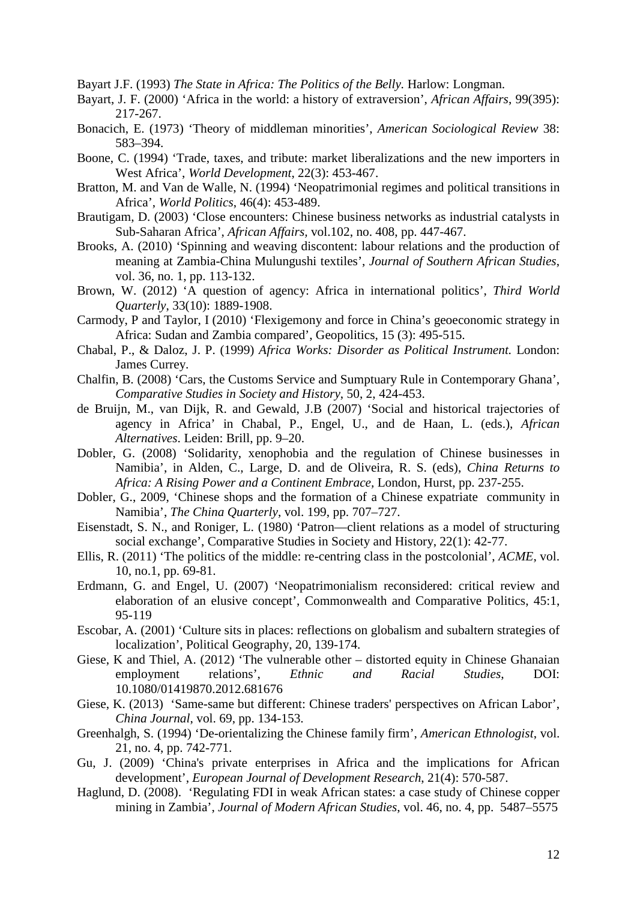Bayart J.F. (1993) *The State in Africa: The Politics of the Belly.* Harlow: Longman.

Bayart, J. F. (2000) 'Africa in the world: a history of extraversion', *African Affairs*, 99(395): 217-267.

Bonacich, E. (1973) 'Theory of middleman minorities', *American Sociological Review* 38: 583–394.

Boone, C. (1994) 'Trade, taxes, and tribute: market liberalizations and the new importers in West Africa', *World Development*, 22(3): 453-467.

Bratton, M. and Van de Walle, N. (1994) 'Neopatrimonial regimes and political transitions in Africa', *World Politics*, 46(4): 453-489.

Brautigam, D. (2003) 'Close encounters: Chinese business networks as industrial catalysts in Sub-Saharan Africa', *African Affairs*, vol.102, no. 408, pp. 447-467.

Brooks, A. (2010) 'Spinning and weaving discontent: labour relations and the production of meaning at Zambia-China Mulungushi textiles', *Journal of Southern African Studies*, vol. 36, no. 1, pp. 113-132.

Brown, W. (2012) 'A question of agency: Africa in international politics', *Third World Quarterly*, 33(10): 1889-1908.

Carmody, P and Taylor, I (2010) 'Flexigemony and force in China's geoeconomic strategy in Africa: Sudan and Zambia compared', Geopolitics, 15 (3): 495-515.

Chabal, P., & Daloz, J. P. (1999) *Africa Works: Disorder as Political Instrument.* London: James Currey.

Chalfin, B. (2008) 'Cars, the Customs Service and Sumptuary Rule in Contemporary Ghana', *Comparative Studies in Society and History*, 50, 2, 424-453.

de Bruijn, M., van Dijk, R. and Gewald, J.B (2007) 'Social and historical trajectories of agency in Africa' in Chabal, P., Engel, U., and de Haan, L. (eds.), *African Alternatives*. Leiden: Brill, pp. 9–20.

Dobler, G. (2008) 'Solidarity, xenophobia and the regulation of Chinese businesses in Namibia', in Alden, C., Large, D. and de Oliveira, R. S. (eds), *China Returns to Africa: A Rising Power and a Continent Embrace*, London, Hurst, pp. 237-255.

Dobler, G., 2009, 'Chinese shops and the formation of a Chinese expatriate community in Namibia', *The China Quarterly*, vol. 199, pp. 707–727.

Eisenstadt, S. N., and Roniger, L. (1980) 'Patron—client relations as a model of structuring social exchange', Comparative Studies in Society and History, 22(1): 42-77.

Ellis, R. (2011) 'The politics of the middle: re-centring class in the postcolonial', *ACME*, vol. 10, no.1, pp. 69-81.

Erdmann, G. and Engel, U. (2007) 'Neopatrimonialism reconsidered: critical review and elaboration of an elusive concept', Commonwealth and Comparative Politics, 45:1, 95-119

Escobar, A. (2001) 'Culture sits in places: reflections on globalism and subaltern strategies of localization', Political Geography, 20, 139-174.

Giese, K and Thiel, A. (2012) 'The vulnerable other – distorted equity in Chinese Ghanaian employment relations', *Ethnic and Racial Studies*, DOI: 10.1080/01419870.2012.681676

Giese, K. (2013) 'Same-same but different: Chinese traders' perspectives on African Labor', *China Journal*, vol. 69, pp. 134-153.

Greenhalgh, S. (1994) 'De-orientalizing the Chinese family firm', *American Ethnologist*, vol. 21, no. 4, pp. 742-771.

Gu, J. (2009) 'China's private enterprises in Africa and the implications for African development', *European Journal of Development Research*, 21(4): 570-587.

Haglund, D. (2008). 'Regulating FDI in weak African states: a case study of Chinese copper mining in Zambia', *Journal of Modern African Studies*, vol. 46, no. 4, pp. 5487–5575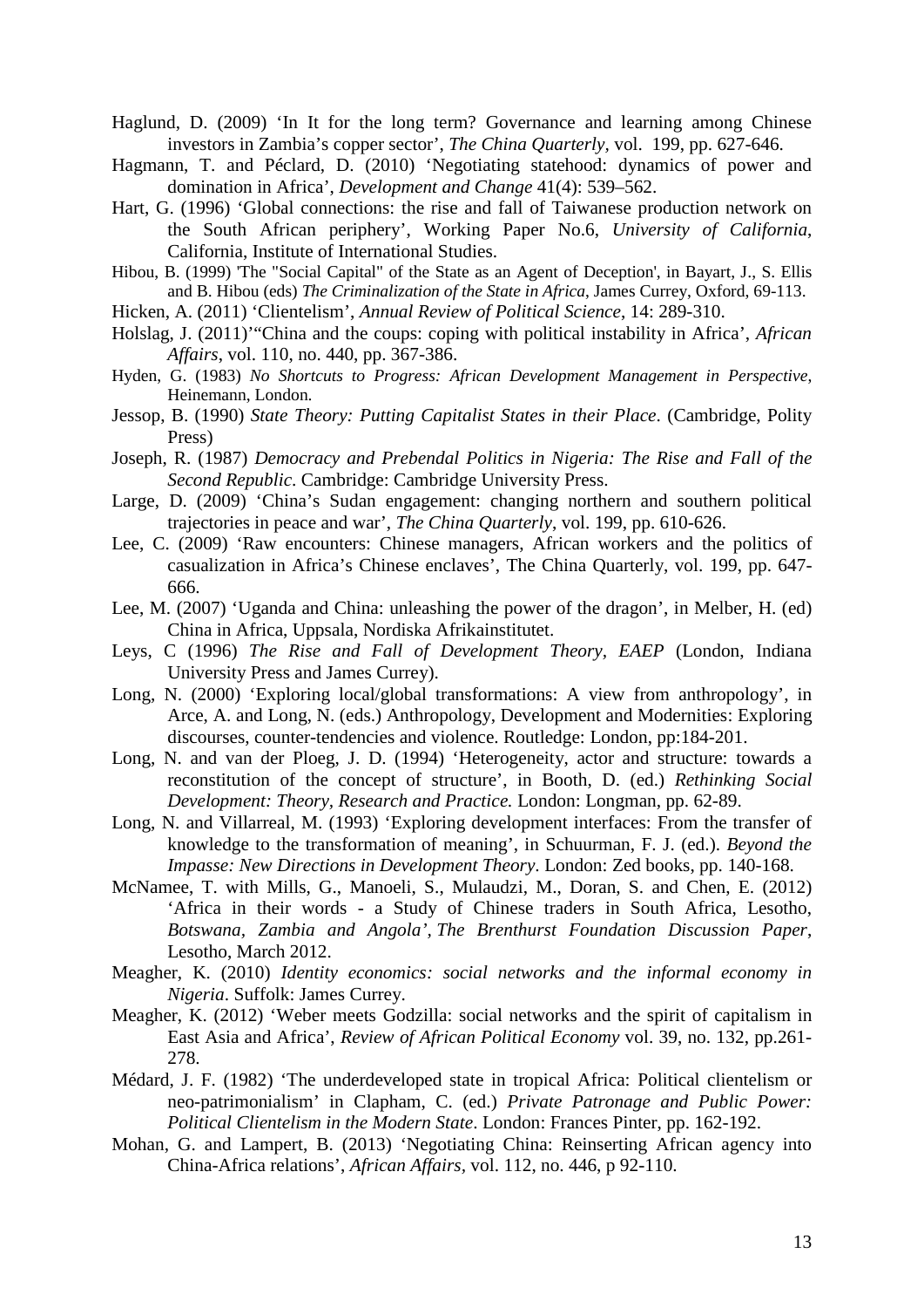Haglund, D. (2009) 'In It for the long term? Governance and learning among Chinese investors in Zambia's copper sector', *The China Quarterly*, vol. 199, pp. 627-646.

Hagmann, T. and Péclard, D. (2010) 'Negotiating statehood: dynamics of power and domination in Africa', *Development and Change* 41(4): 539–562.

Hart, G. (1996) 'Global connections: the rise and fall of Taiwanese production network on the South African periphery', Working Paper No.6, *University of California*, California, Institute of International Studies.

Hibou, B. (1999) 'The "Social Capital" of the State as an Agent of Deception', in Bayart, J., S. Ellis and B. Hibou (eds) *The Criminalization of the State in Africa*, James Currey, Oxford, 69-113.

Hicken, A. (2011) 'Clientelism', *Annual Review of Political Science*, 14: 289-310.

Holslag, J. (2011)'"China and the coups: coping with political instability in Africa', *African Affairs*, vol. 110, no. 440, pp. 367-386.

Hyden, G. (1983) *No Shortcuts to Progress: African Development Management in Perspective*, Heinemann, London.

Jessop, B. (1990) *State Theory: Putting Capitalist States in their Place*. (Cambridge, Polity Press)

Joseph, R. (1987) *Democracy and Prebendal Politics in Nigeria: The Rise and Fall of the Second Republic*. Cambridge: Cambridge University Press.

Large, D. (2009) 'China's Sudan engagement: changing northern and southern political trajectories in peace and war', *The China Quarterly*, vol. 199, pp. 610-626.

Lee, C. (2009) 'Raw encounters: Chinese managers, African workers and the politics of casualization in Africa's Chinese enclaves', The China Quarterly, vol. 199, pp. 647-666.

Lee, M. (2007) 'Uganda and China: unleashing the power of the dragon', in Melber, H. (ed) China in Africa, Uppsala, Nordiska Afrikainstitutet.

Leys, C (1996) *The Rise and Fall of Development Theory, EAEP* (London, Indiana University Press and James Currey).

Long, N. (2000) 'Exploring local/global transformations: A view from anthropology', in Arce, A. and Long, N. (eds.) Anthropology, Development and Modernities: Exploring discourses, counter-tendencies and violence. Routledge: London, pp:184-201.

Long, N. and van der Ploeg, J. D. (1994) 'Heterogeneity, actor and structure: towards a reconstitution of the concept of structure', in Booth, D. (ed.) *Rethinking Social Development: Theory, Research and Practice.* London: Longman, pp. 62-89.

Long, N. and Villarreal, M. (1993) 'Exploring development interfaces: From the transfer of knowledge to the transformation of meaning', in Schuurman, F. J. (ed.). *Beyond the Impasse: New Directions in Development Theory*. London: Zed books, pp. 140-168.

McNamee, T. with Mills, G., Manoeli, S., Mulaudzi, M., Doran, S. and Chen, E. (2012) 'Africa in their words - a Study of Chinese traders in South Africa, Lesotho, *Botswana, Zambia and Angola', The Brenthurst Foundation Discussion Paper*, Lesotho, March 2012.

Meagher, K. (2010) *Identity economics: social networks and the informal economy in Nigeria*. Suffolk: James Currey.

Meagher, K. (2012) 'Weber meets Godzilla: social networks and the spirit of capitalism in East Asia and Africa', *Review of African Political Economy* vol. 39, no. 132, pp.261-278.

Médard, J. F. (1982) 'The underdeveloped state in tropical Africa: Political clientelism or neo-patrimonialism' in Clapham, C. (ed.) *Private Patronage and Public Power: Political Clientelism in the Modern State*. London: Frances Pinter, pp. 162-192.

Mohan, G. and Lampert, B. (2013) 'Negotiating China: Reinserting African agency into China-Africa relations', *African Affairs*, vol. 112, no. 446, p 92-110.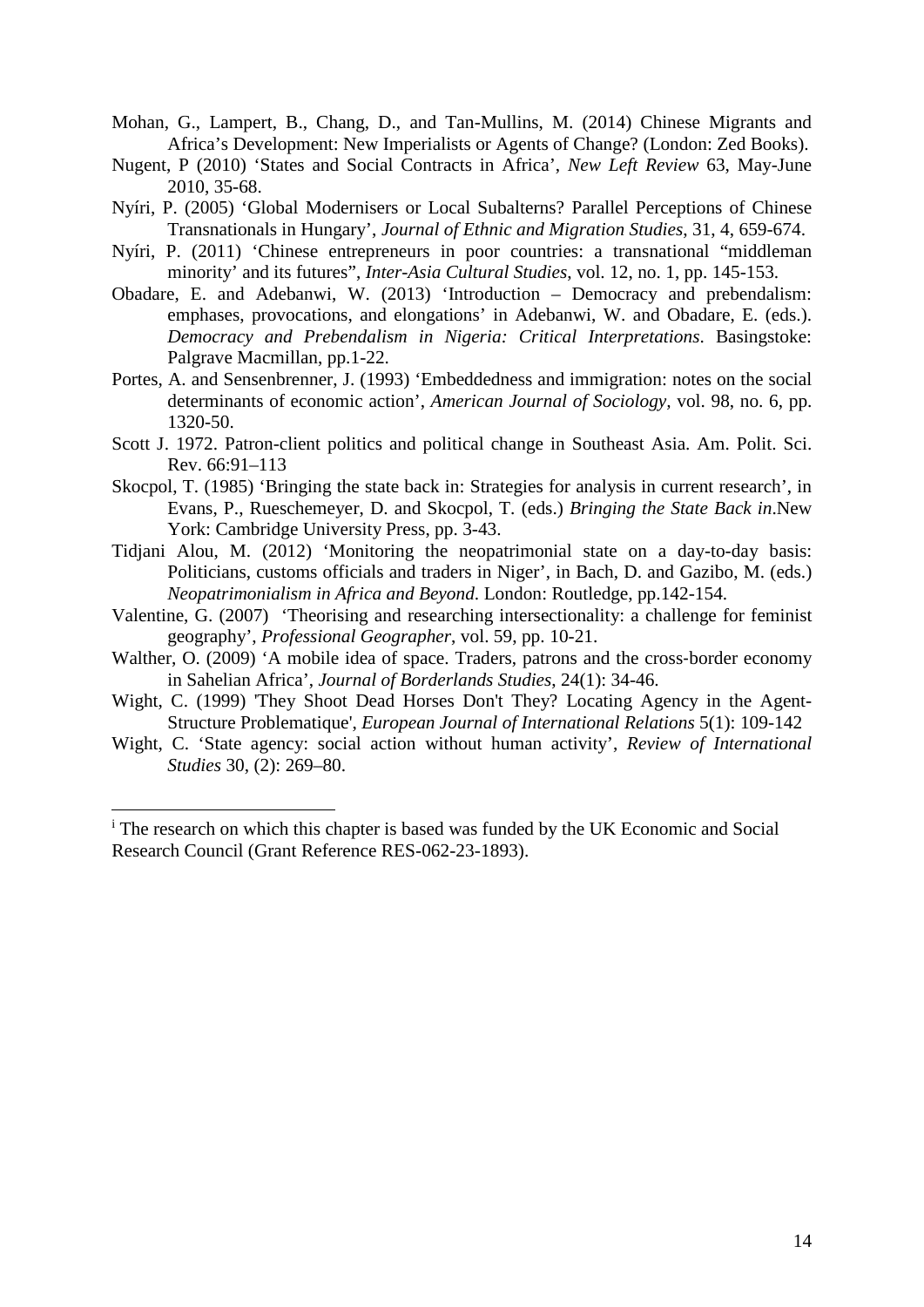Mohan, G., Lampert, B., Chang, D., and Tan-Mullins, M. (2014) Chinese Migrants and Africa's Development: New Imperialists or Agents of Change? (London: Zed Books).

Nugent, P (2010) 'States and Social Contracts in Africa', *New Left Review* 63, May-June 2010, 35-68.

Nyíri, P. (2005) 'Global Modernisers or Local Subalterns? Parallel Perceptions of Chinese Transnationals in Hungary', *Journal of Ethnic and Migration Studies*, 31, 4, 659-674.

Nyíri, P. (2011) 'Chinese entrepreneurs in poor countries: a transnational "middleman minority' and its futures", *Inter-Asia Cultural Studies*, vol. 12, no. 1, pp. 145-153.

Obadare, E. and Adebanwi, W. (2013) 'Introduction – Democracy and prebendalism: emphases, provocations, and elongations' in Adebanwi, W. and Obadare, E. (eds.). *Democracy and Prebendalism in Nigeria: Critical Interpretations*. Basingstoke: Palgrave Macmillan, pp.1-22.

Portes, A. and Sensenbrenner, J. (1993) 'Embeddedness and immigration: notes on the social determinants of economic action', *American Journal of Sociology*, vol. 98, no. 6, pp. 1320-50.

Scott J. 1972. Patron-client politics and political change in Southeast Asia. Am. Polit. Sci. Rev. 66:91–113

Skocpol, T. (1985) 'Bringing the state back in: Strategies for analysis in current research', in Evans, P., Rueschemeyer, D. and Skocpol, T. (eds.) *Bringing the State Back in*.New York: Cambridge University Press, pp. 3-43.

Tidjani Alou, M. (2012) 'Monitoring the neopatrimonial state on a day-to-day basis: Politicians, customs officials and traders in Niger', in Bach, D. and Gazibo, M. (eds.) *Neopatrimonialism in Africa and Beyond*. London: Routledge, pp.142-154.

Valentine, G. (2007) 'Theorising and researching intersectionality: a challenge for feminist geography', *Professional Geographer*, vol. 59, pp. 10-21.

Walther, O. (2009) 'A mobile idea of space. Traders, patrons and the cross-border economy in Sahelian Africa', *Journal of Borderlands Studies*, 24(1): 34-46.

Wight, C. (1999) 'They Shoot Dead Horses Don't They? Locating Agency in the Agent-Structure Problematique', *European Journal of International Relations* 5(1): 109-142

Wight, C. 'State agency: social action without human activity', *Review of International Studies* 30, (2): 269–80.

---

[i] The research on which this chapter is based was funded by the UK Economic and Social Research Council (Grant Reference RES-062-23-1893).